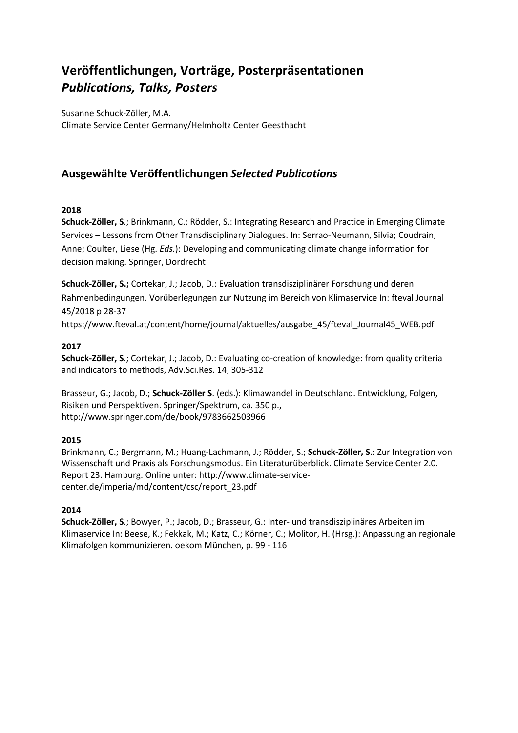# Veröffentlichungen, Vorträge, Posterpräsentationen
# *Publications, Talks, Posters*

Susanne Schuck-Zöller, M.A.
Climate Service Center Germany/Helmholtz Center Geesthacht

## Ausgewählte Veröffentlichungen *Selected Publications*

### 2018

**Schuck-Zöller, S**.; Brinkmann, C.; Rödder, S.: Integrating Research and Practice in Emerging Climate Services – Lessons from Other Transdisciplinary Dialogues. In: Serrao-Neumann, Silvia; Coudrain, Anne; Coulter, Liese (Hg. *Eds.*): Developing and communicating climate change information for decision making. Springer, Dordrecht

**Schuck-Zöller, S.;** Cortekar, J.; Jacob, D.: Evaluation transdisziplinärer Forschung und deren Rahmenbedingungen. Vorüberlegungen zur Nutzung im Bereich von Klimaservice In: fteval Journal 45/2018 p 28-37
https://www.fteval.at/content/home/journal/aktuelles/ausgabe_45/fteval_Journal45_WEB.pdf

### 2017

**Schuck-Zöller, S**.; Cortekar, J.; Jacob, D.: Evaluating co-creation of knowledge: from quality criteria and indicators to methods, Adv.Sci.Res. 14, 305-312

Brasseur, G.; Jacob, D.; **Schuck-Zöller S**. (eds.): Klimawandel in Deutschland. Entwicklung, Folgen, Risiken und Perspektiven. Springer/Spektrum, ca. 350 p.,
http://www.springer.com/de/book/9783662503966

### 2015

Brinkmann, C.; Bergmann, M.; Huang-Lachmann, J.; Rödder, S.; **Schuck-Zöller, S**.: Zur Integration von Wissenschaft und Praxis als Forschungsmodus. Ein Literaturüberblick. Climate Service Center 2.0. Report 23. Hamburg. Online unter: http://www.climate-service-center.de/imperia/md/content/csc/report_23.pdf

### 2014

**Schuck-Zöller, S**.; Bowyer, P.; Jacob, D.; Brasseur, G.: Inter- und transdisziplinäres Arbeiten im Klimaservice In: Beese, K.; Fekkak, M.; Katz, C.; Körner, C.; Molitor, H. (Hrsg.): Anpassung an regionale Klimafolgen kommunizieren. oekom München, p. 99 - 116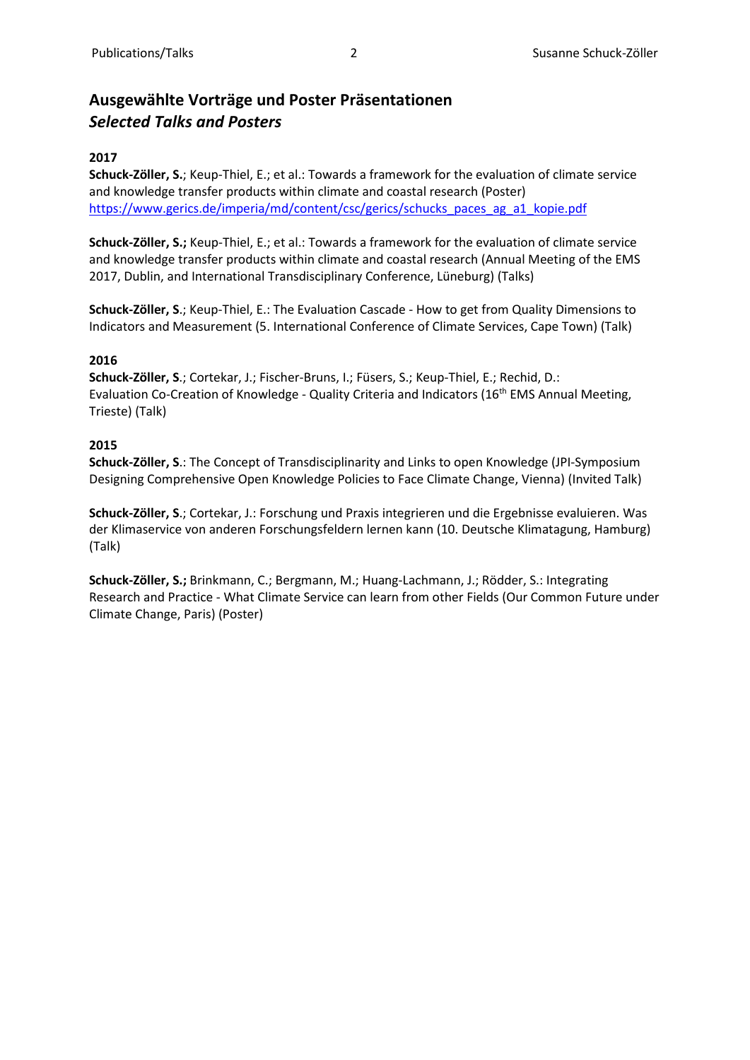## Ausgewählte Vorträge und Poster Präsentationen
## *Selected Talks and Posters*

**2017**

**Schuck-Zöller, S.**; Keup-Thiel, E.; et al.: Towards a framework for the evaluation of climate service and knowledge transfer products within climate and coastal research (Poster) [https://www.gerics.de/imperia/md/content/csc/gerics/schucks_paces_ag_a1_kopie.pdf](https://www.gerics.de/imperia/md/content/csc/gerics/schucks_paces_ag_a1_kopie.pdf)

**Schuck-Zöller, S.;** Keup-Thiel, E.; et al.: Towards a framework for the evaluation of climate service and knowledge transfer products within climate and coastal research (Annual Meeting of the EMS 2017, Dublin, and International Transdisciplinary Conference, Lüneburg) (Talks)

**Schuck-Zöller, S**.; Keup-Thiel, E.: The Evaluation Cascade - How to get from Quality Dimensions to Indicators and Measurement (5. International Conference of Climate Services, Cape Town) (Talk)

**2016**

**Schuck-Zöller, S**.; Cortekar, J.; Fischer-Bruns, I.; Füsers, S.; Keup-Thiel, E.; Rechid, D.: Evaluation Co-Creation of Knowledge - Quality Criteria and Indicators (16th EMS Annual Meeting, Trieste) (Talk)

**2015**

**Schuck-Zöller, S**.: The Concept of Transdisciplinarity and Links to open Knowledge (JPI-Symposium Designing Comprehensive Open Knowledge Policies to Face Climate Change, Vienna) (Invited Talk)

**Schuck-Zöller, S**.; Cortekar, J.: Forschung und Praxis integrieren und die Ergebnisse evaluieren. Was der Klimaservice von anderen Forschungsfeldern lernen kann (10. Deutsche Klimatagung, Hamburg) (Talk)

**Schuck-Zöller, S.;** Brinkmann, C.; Bergmann, M.; Huang-Lachmann, J.; Rödder, S.: Integrating Research and Practice - What Climate Service can learn from other Fields (Our Common Future under Climate Change, Paris) (Poster)